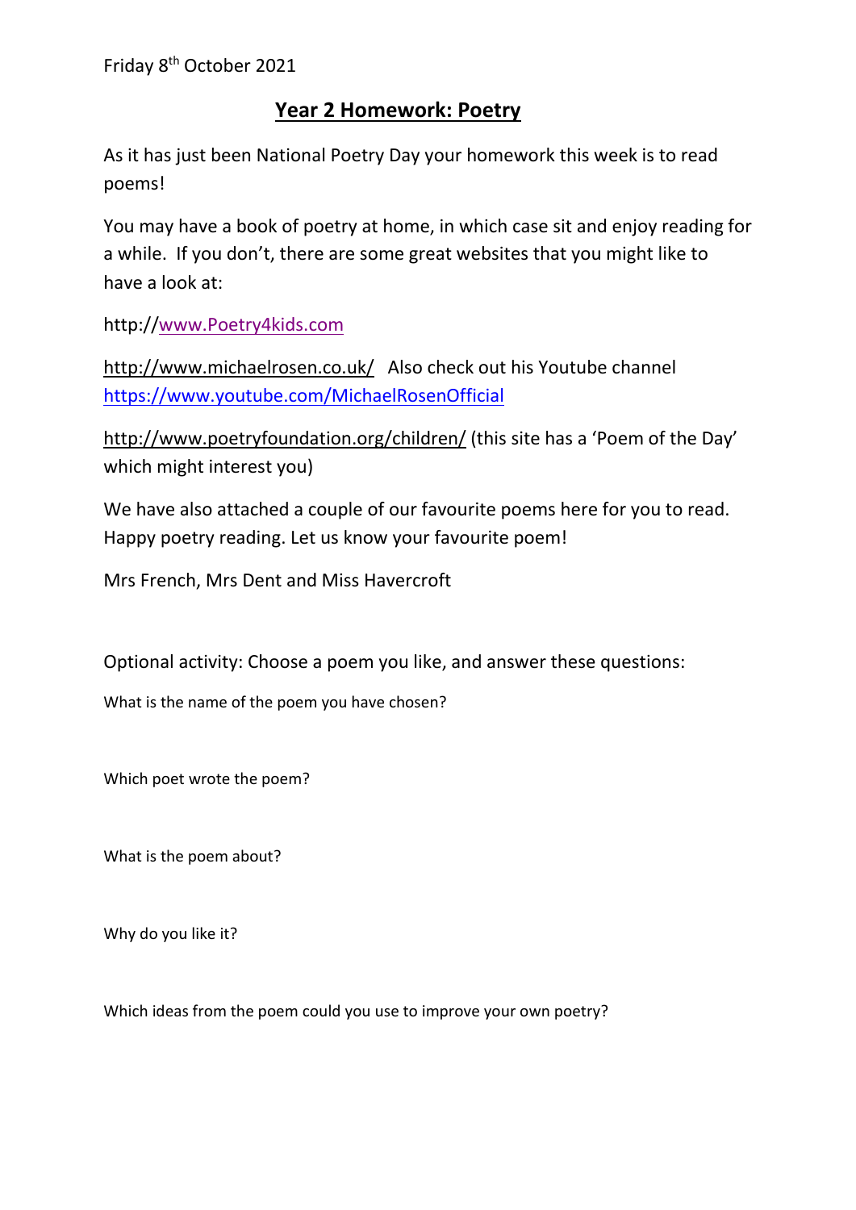Friday 8th October 2021

## Year 2 Homework: Poetry

As it has just been National Poetry Day your homework this week is to read poems!

You may have a book of poetry at home, in which case sit and enjoy reading for a while. If you don't, there are some great websites that you might like to have a look at:

http://www.Poetry4kids.com

http://www.michaelrosen.co.uk/ Also check out his Youtube channel https://www.youtube.com/MichaelRosenOfficial

http://www.poetryfoundation.org/children/ (this site has a 'Poem of the Day' which might interest you)

We have also attached a couple of our favourite poems here for you to read. Happy poetry reading. Let us know your favourite poem!

Mrs French, Mrs Dent and Miss Havercroft

Optional activity: Choose a poem you like, and answer these questions:

What is the name of the poem you have chosen?

Which poet wrote the poem?

What is the poem about?

Why do you like it?

Which ideas from the poem could you use to improve your own poetry?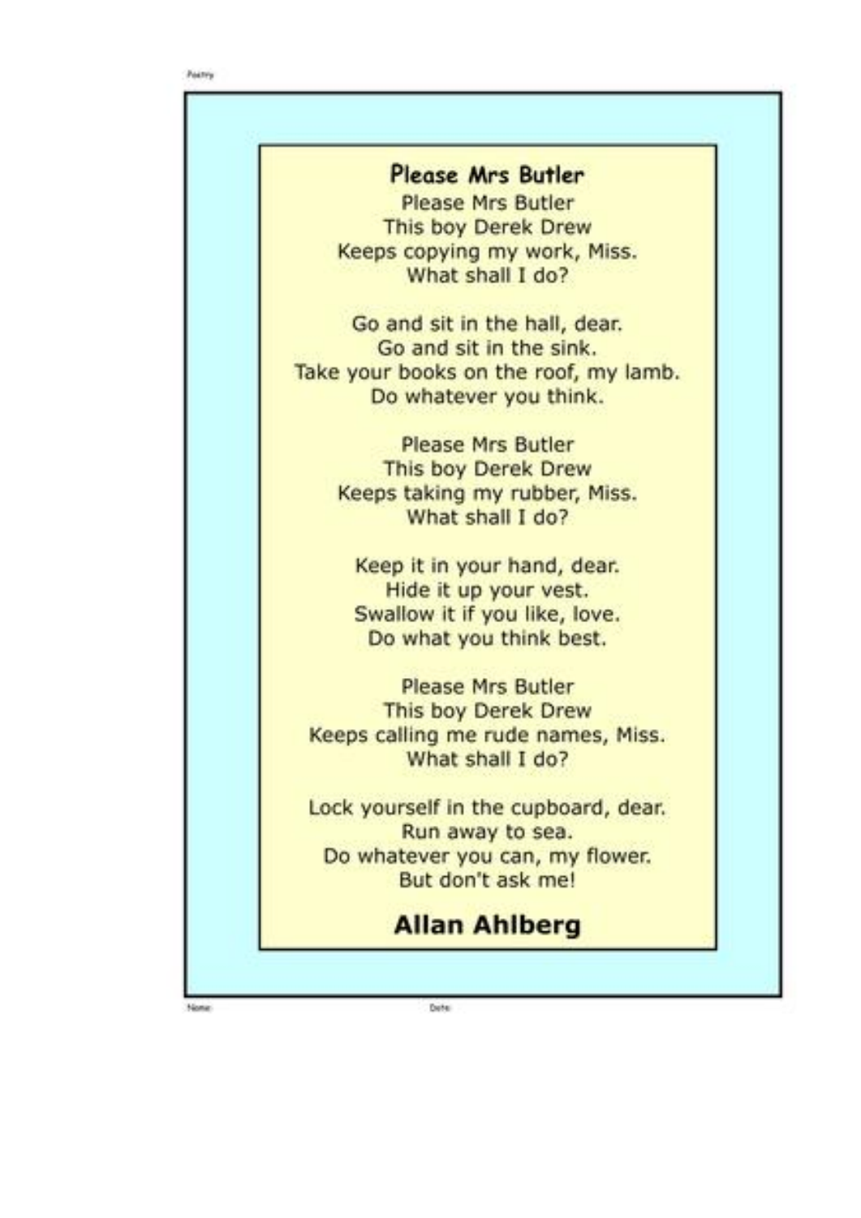# Please Mrs Butler

Please Mrs Butler
This boy Derek Drew
Keeps copying my work, Miss.
What shall I do?

Go and sit in the hall, dear.
Go and sit in the sink.
Take your books on the roof, my lamb.
Do whatever you think.

Please Mrs Butler
This boy Derek Drew
Keeps taking my rubber, Miss.
What shall I do?

Keep it in your hand, dear.
Hide it up your vest.
Swallow it if you like, love.
Do what you think best.

Please Mrs Butler
This boy Derek Drew
Keeps calling me rude names, Miss.
What shall I do?

Lock yourself in the cupboard, dear.
Run away to sea.
Do whatever you can, my flower.
But don't ask me!

**Allan Ahlberg**

Name: Date: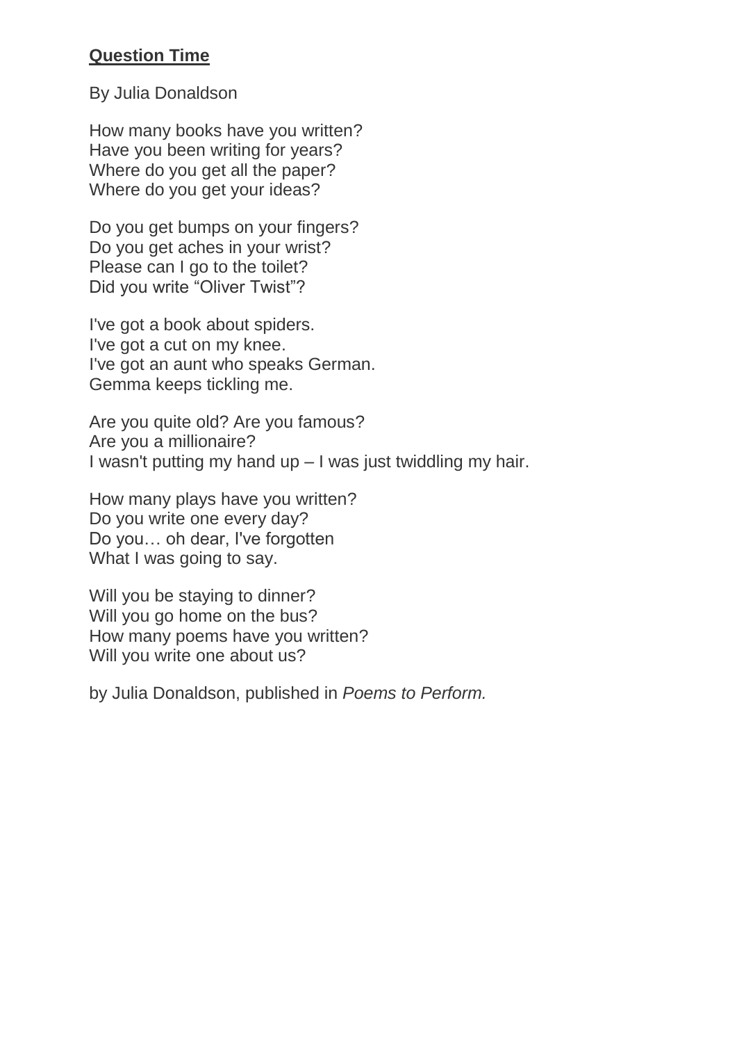**Question Time**

By Julia Donaldson

How many books have you written?  
Have you been writing for years?  
Where do you get all the paper?  
Where do you get your ideas?

Do you get bumps on your fingers?  
Do you get aches in your wrist?  
Please can I go to the toilet?  
Did you write “Oliver Twist”?

I've got a book about spiders.  
I've got a cut on my knee.  
I've got an aunt who speaks German.  
Gemma keeps tickling me.

Are you quite old? Are you famous?  
Are you a millionaire?  
I wasn't putting my hand up – I was just twiddling my hair.

How many plays have you written?  
Do you write one every day?  
Do you… oh dear, I've forgotten  
What I was going to say.

Will you be staying to dinner?  
Will you go home on the bus?  
How many poems have you written?  
Will you write one about us?

by Julia Donaldson, published in *Poems to Perform.*